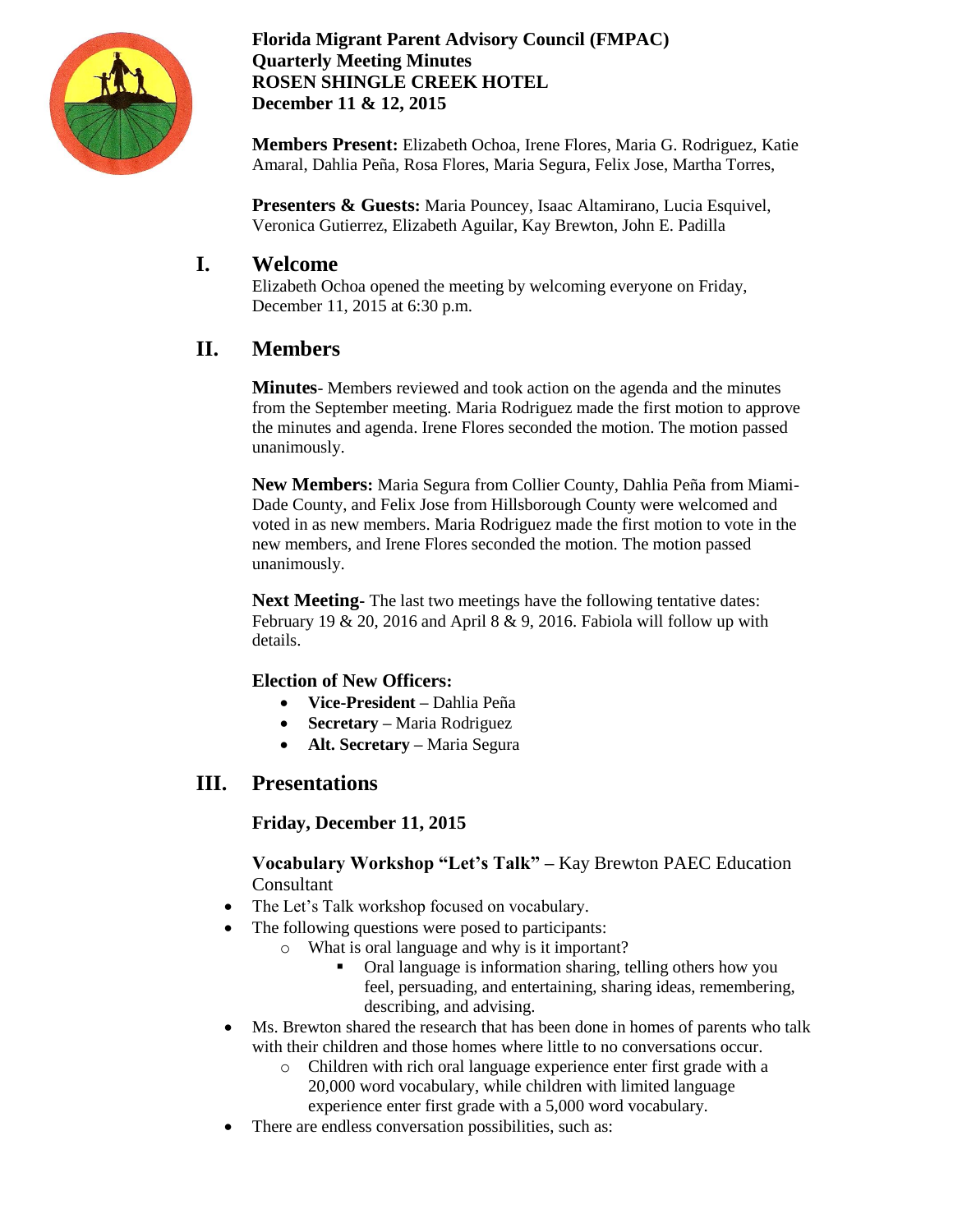**Florida Migrant Parent Advisory Council (FMPAC)**
**Quarterly Meeting Minutes**
**ROSEN SHINGLE CREEK HOTEL**
**December 11 & 12, 2015**

**Members Present:** Elizabeth Ochoa, Irene Flores, Maria G. Rodriguez, Katie Amaral, Dahlia Peña, Rosa Flores, Maria Segura, Felix Jose, Martha Torres,

**Presenters & Guests:** Maria Pouncey, Isaac Altamirano, Lucia Esquivel, Veronica Gutierrez, Elizabeth Aguilar, Kay Brewton, John E. Padilla

# I. Welcome

Elizabeth Ochoa opened the meeting by welcoming everyone on Friday, December 11, 2015 at 6:30 p.m.

# II. Members

**Minutes**- Members reviewed and took action on the agenda and the minutes from the September meeting. Maria Rodriguez made the first motion to approve the minutes and agenda. Irene Flores seconded the motion. The motion passed unanimously.

**New Members:** Maria Segura from Collier County, Dahlia Peña from Miami-Dade County, and Felix Jose from Hillsborough County were welcomed and voted in as new members. Maria Rodriguez made the first motion to vote in the new members, and Irene Flores seconded the motion. The motion passed unanimously.

**Next Meeting**- The last two meetings have the following tentative dates: February 19 & 20, 2016 and April 8 & 9, 2016. Fabiola will follow up with details.

**Election of New Officers:**

- **Vice-President –** Dahlia Peña
- **Secretary –** Maria Rodriguez
- **Alt. Secretary –** Maria Segura

# III. Presentations

**Friday, December 11, 2015**

**Vocabulary Workshop "Let's Talk" –** Kay Brewton PAEC Education Consultant

- The Let's Talk workshop focused on vocabulary.
- The following questions were posed to participants:
  - What is oral language and why is it important?
    - Oral language is information sharing, telling others how you feel, persuading, and entertaining, sharing ideas, remembering, describing, and advising.
- Ms. Brewton shared the research that has been done in homes of parents who talk with their children and those homes where little to no conversations occur.
  - Children with rich oral language experience enter first grade with a 20,000 word vocabulary, while children with limited language experience enter first grade with a 5,000 word vocabulary.
- There are endless conversation possibilities, such as: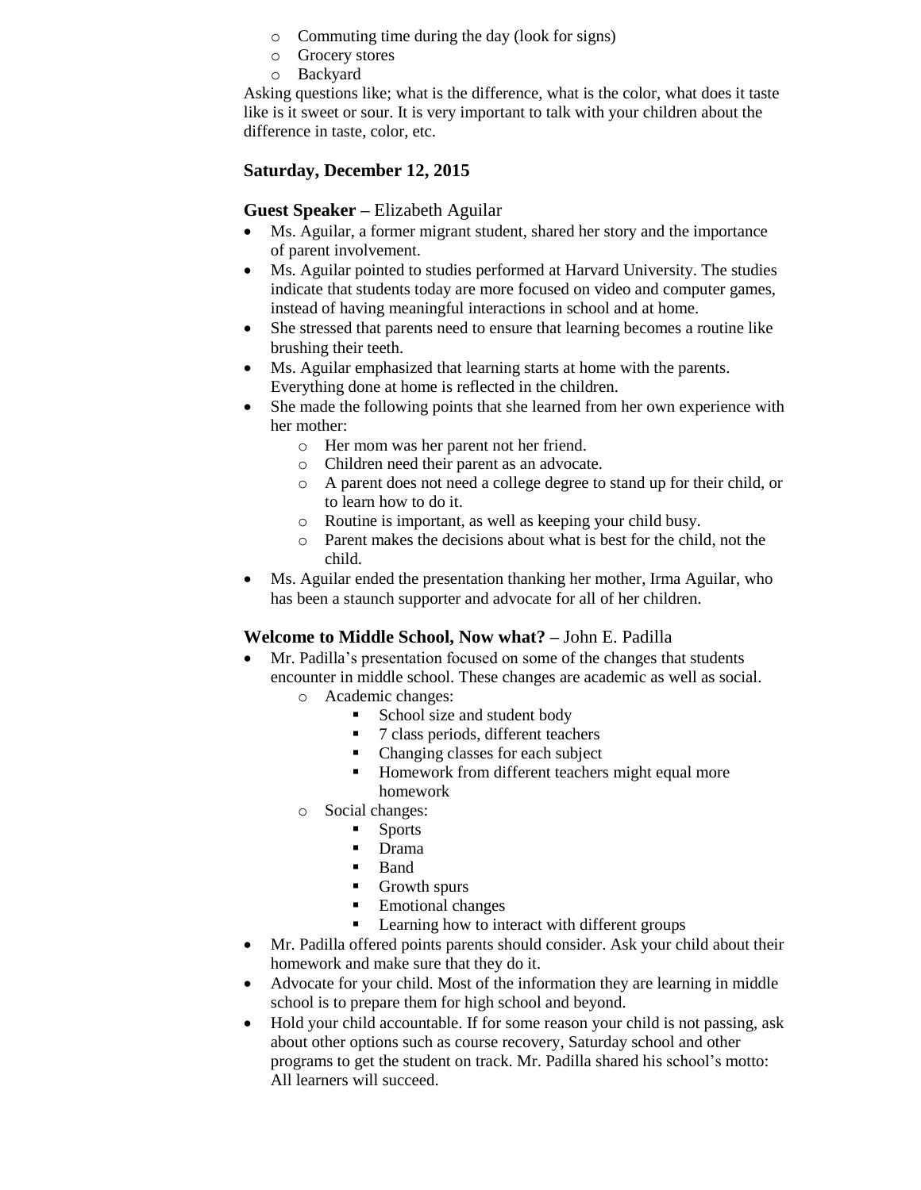- Commuting time during the day (look for signs)
  - Grocery stores
  - Backyard

Asking questions like; what is the difference, what is the color, what does it taste like is it sweet or sour. It is very important to talk with your children about the difference in taste, color, etc.

### Saturday, December 12, 2015

**Guest Speaker –** Elizabeth Aguilar

- Ms. Aguilar, a former migrant student, shared her story and the importance of parent involvement.
- Ms. Aguilar pointed to studies performed at Harvard University. The studies indicate that students today are more focused on video and computer games, instead of having meaningful interactions in school and at home.
- She stressed that parents need to ensure that learning becomes a routine like brushing their teeth.
- Ms. Aguilar emphasized that learning starts at home with the parents. Everything done at home is reflected in the children.
- She made the following points that she learned from her own experience with her mother:
  - Her mom was her parent not her friend.
  - Children need their parent as an advocate.
  - A parent does not need a college degree to stand up for their child, or to learn how to do it.
  - Routine is important, as well as keeping your child busy.
  - Parent makes the decisions about what is best for the child, not the child.
- Ms. Aguilar ended the presentation thanking her mother, Irma Aguilar, who has been a staunch supporter and advocate for all of her children.

**Welcome to Middle School, Now what? –** John E. Padilla

- Mr. Padilla's presentation focused on some of the changes that students encounter in middle school. These changes are academic as well as social.
  - Academic changes:
    - School size and student body
    - 7 class periods, different teachers
    - Changing classes for each subject
    - Homework from different teachers might equal more homework
  - Social changes:
    - Sports
    - Drama
    - Band
    - Growth spurs
    - Emotional changes
    - Learning how to interact with different groups
- Mr. Padilla offered points parents should consider. Ask your child about their homework and make sure that they do it.
- Advocate for your child. Most of the information they are learning in middle school is to prepare them for high school and beyond.
- Hold your child accountable. If for some reason your child is not passing, ask about other options such as course recovery, Saturday school and other programs to get the student on track. Mr. Padilla shared his school's motto: All learners will succeed.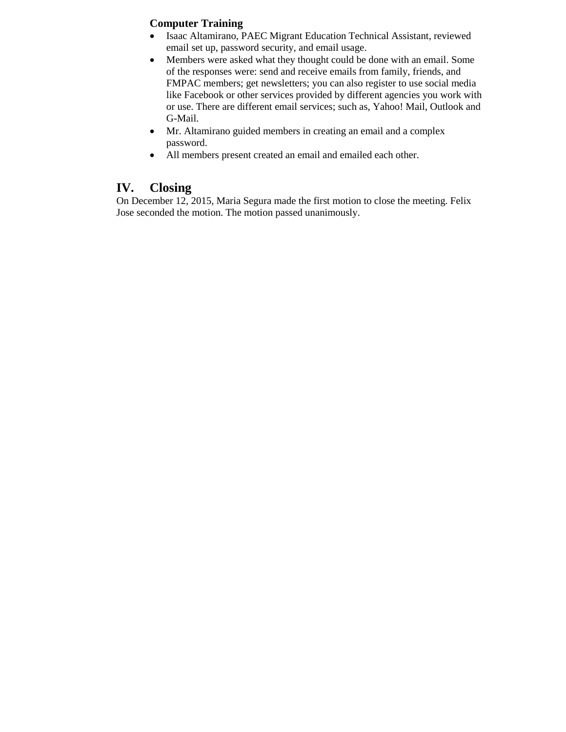**Computer Training**

- Isaac Altamirano, PAEC Migrant Education Technical Assistant, reviewed email set up, password security, and email usage.
- Members were asked what they thought could be done with an email. Some of the responses were: send and receive emails from family, friends, and FMPAC members; get newsletters; you can also register to use social media like Facebook or other services provided by different agencies you work with or use. There are different email services; such as, Yahoo! Mail, Outlook and G-Mail.
- Mr. Altamirano guided members in creating an email and a complex password.
- All members present created an email and emailed each other.

## IV. Closing

On December 12, 2015, Maria Segura made the first motion to close the meeting. Felix Jose seconded the motion. The motion passed unanimously.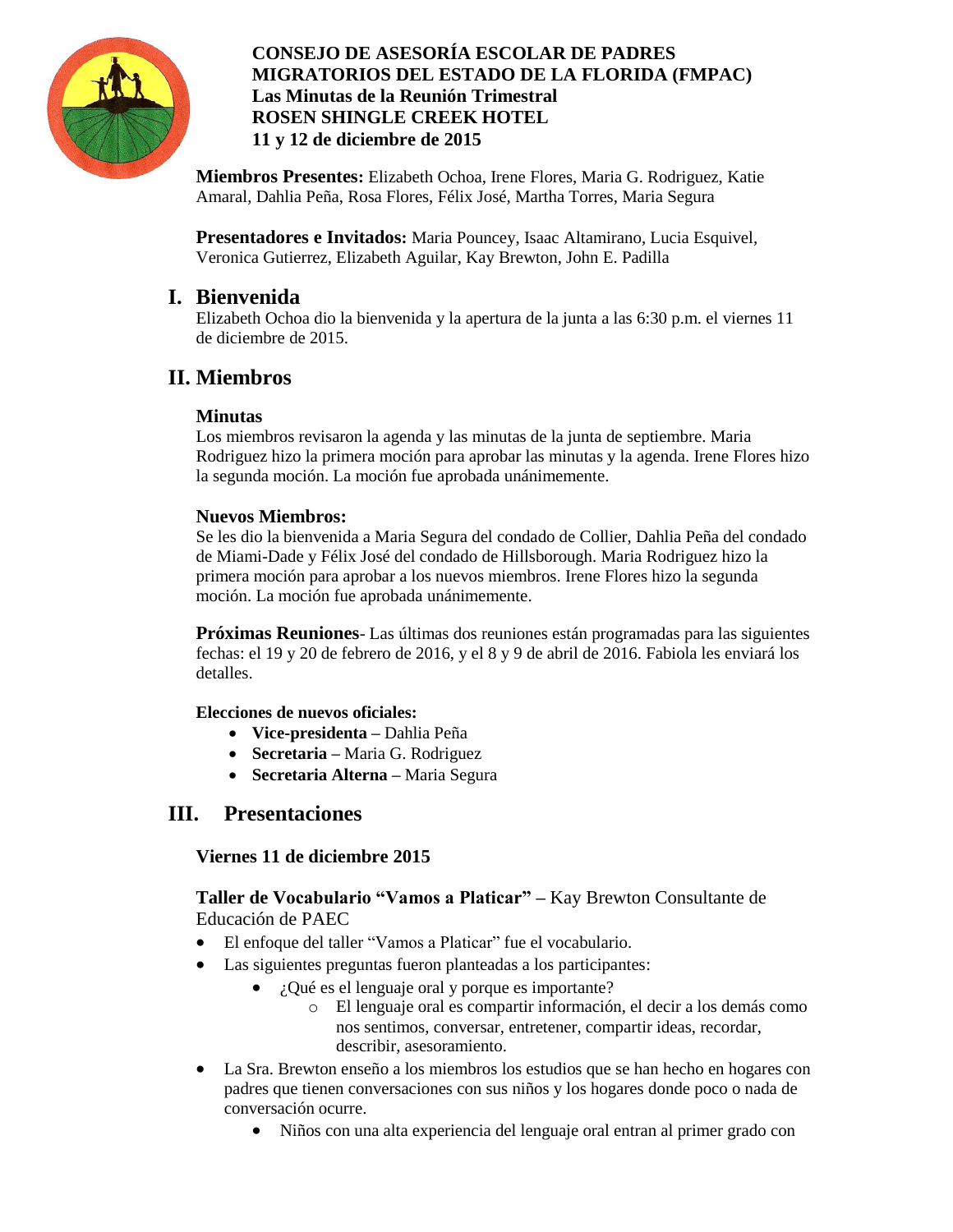**CONSEJO DE ASESORÍA ESCOLAR DE PADRES MIGRATORIOS DEL ESTADO DE LA FLORIDA (FMPAC)**
**Las Minutas de la Reunión Trimestral**
**ROSEN SHINGLE CREEK HOTEL**
**11 y 12 de diciembre de 2015**

**Miembros Presentes:** Elizabeth Ochoa, Irene Flores, Maria G. Rodriguez, Katie Amaral, Dahlia Peña, Rosa Flores, Félix José, Martha Torres, Maria Segura

**Presentadores e Invitados:** Maria Pouncey, Isaac Altamirano, Lucia Esquivel, Veronica Gutierrez, Elizabeth Aguilar, Kay Brewton, John E. Padilla

## I. Bienvenida

Elizabeth Ochoa dio la bienvenida y la apertura de la junta a las 6:30 p.m. el viernes 11 de diciembre de 2015.

## II. Miembros

### Minutas

Los miembros revisaron la agenda y las minutas de la junta de septiembre. Maria Rodriguez hizo la primera moción para aprobar las minutas y la agenda. Irene Flores hizo la segunda moción. La moción fue aprobada unánimemente.

### Nuevos Miembros:

Se les dio la bienvenida a Maria Segura del condado de Collier, Dahlia Peña del condado de Miami-Dade y Félix José del condado de Hillsborough. Maria Rodriguez hizo la primera moción para aprobar a los nuevos miembros. Irene Flores hizo la segunda moción. La moción fue aprobada unánimemente.

**Próximas Reuniones**- Las últimas dos reuniones están programadas para las siguientes fechas: el 19 y 20 de febrero de 2016, y el 8 y 9 de abril de 2016. Fabiola les enviará los detalles.

**Elecciones de nuevos oficiales:**

- **Vice-presidenta –** Dahlia Peña
- **Secretaria –** Maria G. Rodriguez
- **Secretaria Alterna –** Maria Segura

## III. Presentaciones

### Viernes 11 de diciembre 2015

**Taller de Vocabulario "Vamos a Platicar" –** Kay Brewton Consultante de Educación de PAEC

- El enfoque del taller "Vamos a Platicar" fue el vocabulario.
- Las siguientes preguntas fueron planteadas a los participantes:
  - ¿Qué es el lenguaje oral y porque es importante?
    - El lenguaje oral es compartir información, el decir a los demás como nos sentimos, conversar, entretener, compartir ideas, recordar, describir, asesoramiento.
- La Sra. Brewton enseño a los miembros los estudios que se han hecho en hogares con padres que tienen conversaciones con sus niños y los hogares donde poco o nada de conversación ocurre.
  - Niños con una alta experiencia del lenguaje oral entran al primer grado con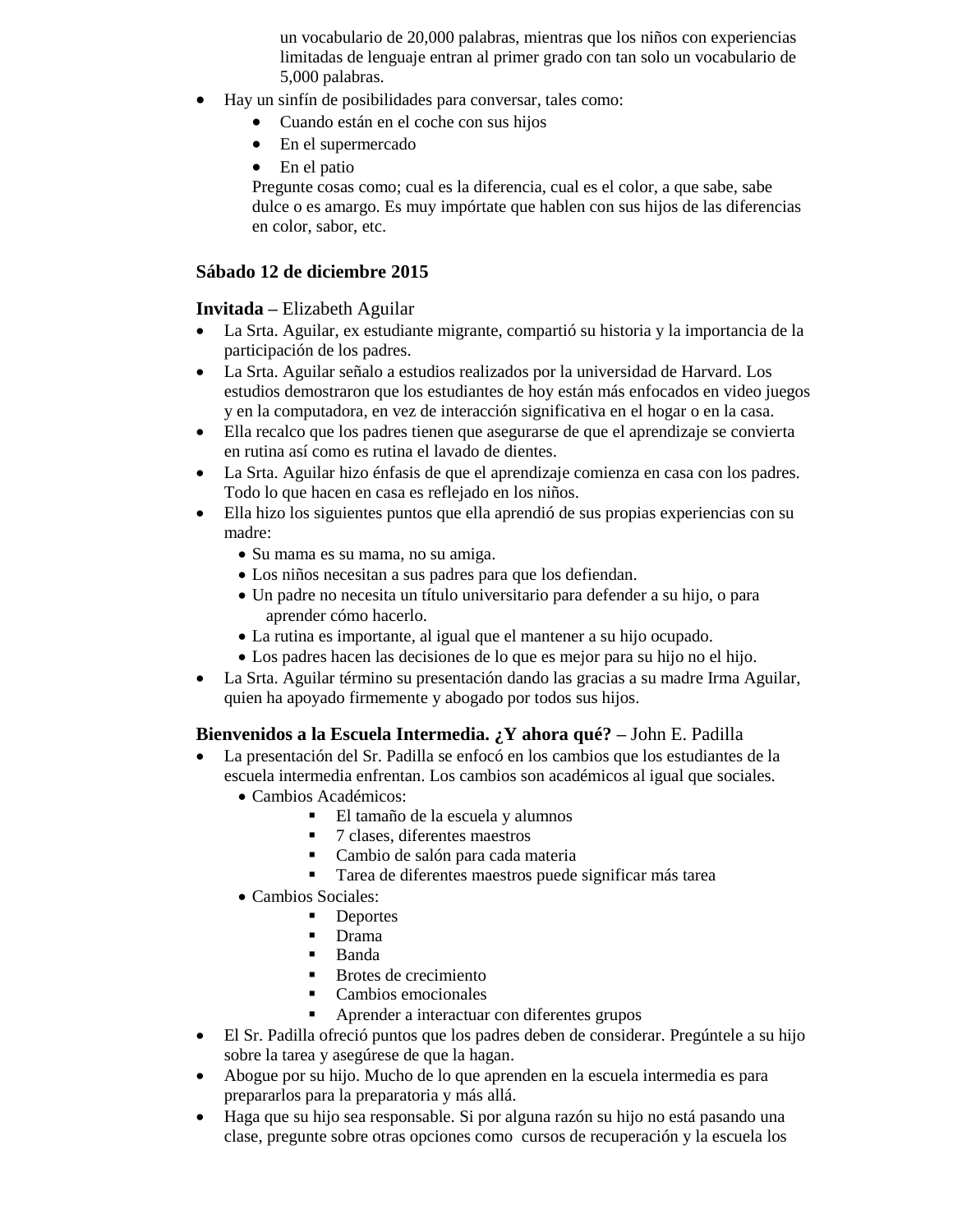un vocabulario de 20,000 palabras, mientras que los niños con experiencias limitadas de lenguaje entran al primer grado con tan solo un vocabulario de 5,000 palabras.

- Hay un sinfín de posibilidades para conversar, tales como:
  - Cuando están en el coche con sus hijos
  - En el supermercado
  - En el patio

  Pregunte cosas como; cual es la diferencia, cual es el color, a que sabe, sabe dulce o es amargo. Es muy impórtate que hablen con sus hijos de las diferencias en color, sabor, etc.

**Sábado 12 de diciembre 2015**

**Invitada** – Elizabeth Aguilar

- La Srta. Aguilar, ex estudiante migrante, compartió su historia y la importancia de la participación de los padres.
- La Srta. Aguilar señalo a estudios realizados por la universidad de Harvard. Los estudios demostraron que los estudiantes de hoy están más enfocados en video juegos y en la computadora, en vez de interacción significativa en el hogar o en la casa.
- Ella recalco que los padres tienen que asegurarse de que el aprendizaje se convierta en rutina así como es rutina el lavado de dientes.
- La Srta. Aguilar hizo énfasis de que el aprendizaje comienza en casa con los padres. Todo lo que hacen en casa es reflejado en los niños.
- Ella hizo los siguientes puntos que ella aprendió de sus propias experiencias con su madre:
  - Su mama es su mama, no su amiga.
  - Los niños necesitan a sus padres para que los defiendan.
  - Un padre no necesita un título universitario para defender a su hijo, o para aprender cómo hacerlo.
  - La rutina es importante, al igual que el mantener a su hijo ocupado.
  - Los padres hacen las decisiones de lo que es mejor para su hijo no el hijo.
- La Srta. Aguilar término su presentación dando las gracias a su madre Irma Aguilar, quien ha apoyado firmemente y abogado por todos sus hijos.

**Bienvenidos a la Escuela Intermedia. ¿Y ahora qué?** – John E. Padilla

- La presentación del Sr. Padilla se enfocó en los cambios que los estudiantes de la escuela intermedia enfrentan. Los cambios son académicos al igual que sociales.
  - Cambios Académicos:
    - El tamaño de la escuela y alumnos
    - 7 clases, diferentes maestros
    - Cambio de salón para cada materia
    - Tarea de diferentes maestros puede significar más tarea
  - Cambios Sociales:
    - Deportes
    - Drama
    - Banda
    - Brotes de crecimiento
    - Cambios emocionales
    - Aprender a interactuar con diferentes grupos
- El Sr. Padilla ofreció puntos que los padres deben de considerar. Pregúntele a su hijo sobre la tarea y asegúrese de que la hagan.
- Abogue por su hijo. Mucho de lo que aprenden en la escuela intermedia es para prepararlos para la preparatoria y más allá.
- Haga que su hijo sea responsable. Si por alguna razón su hijo no está pasando una clase, pregunte sobre otras opciones como cursos de recuperación y la escuela los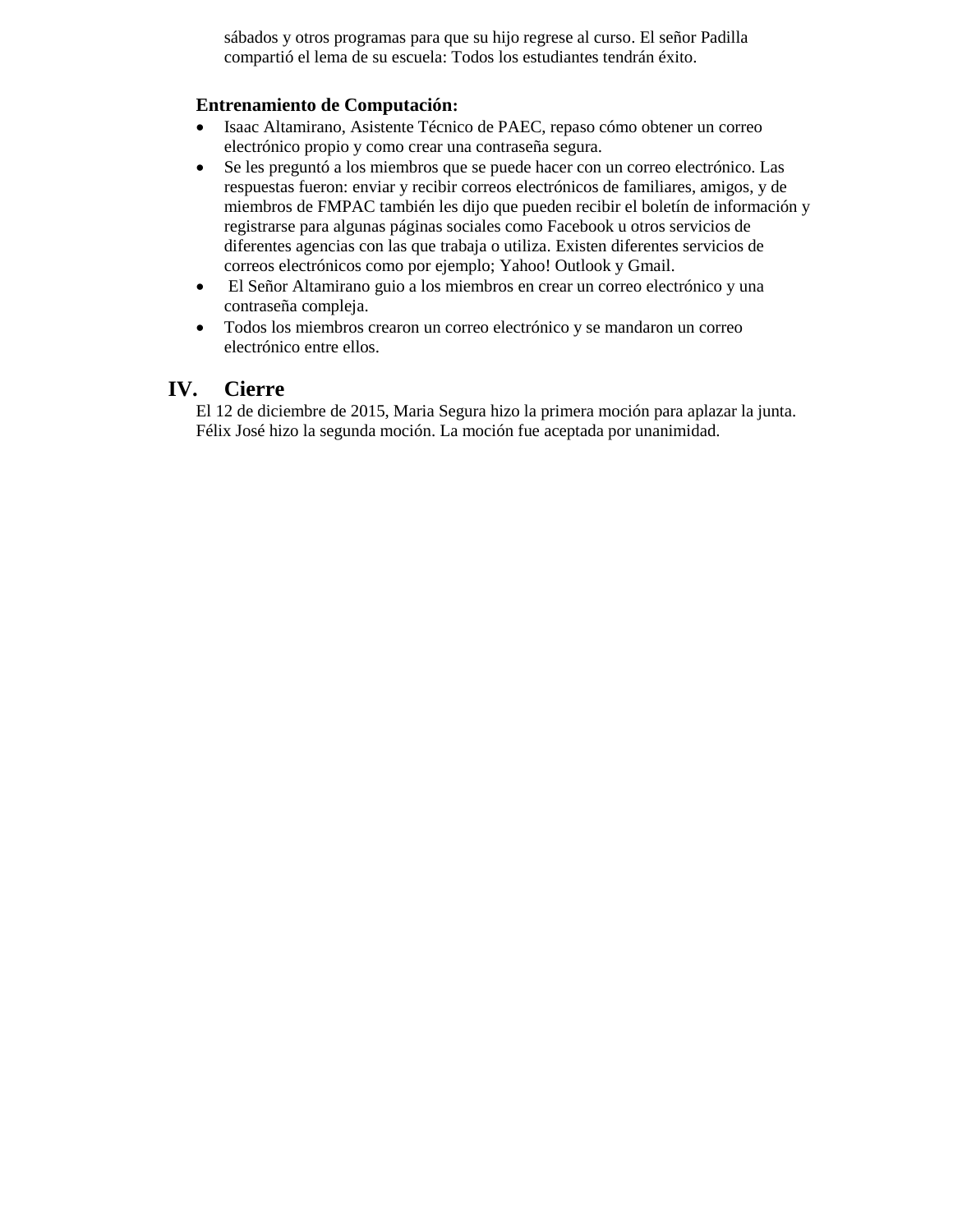sábados y otros programas para que su hijo regrese al curso. El señor Padilla compartió el lema de su escuela: Todos los estudiantes tendrán éxito.

**Entrenamiento de Computación:**

- Isaac Altamirano, Asistente Técnico de PAEC, repaso cómo obtener un correo electrónico propio y como crear una contraseña segura.
- Se les preguntó a los miembros que se puede hacer con un correo electrónico. Las respuestas fueron: enviar y recibir correos electrónicos de familiares, amigos, y de miembros de FMPAC también les dijo que pueden recibir el boletín de información y registrarse para algunas páginas sociales como Facebook u otros servicios de diferentes agencias con las que trabaja o utiliza. Existen diferentes servicios de correos electrónicos como por ejemplo; Yahoo! Outlook y Gmail.
- El Señor Altamirano guio a los miembros en crear un correo electrónico y una contraseña compleja.
- Todos los miembros crearon un correo electrónico y se mandaron un correo electrónico entre ellos.

## IV. Cierre

El 12 de diciembre de 2015, Maria Segura hizo la primera moción para aplazar la junta. Félix José hizo la segunda moción. La moción fue aceptada por unanimidad.